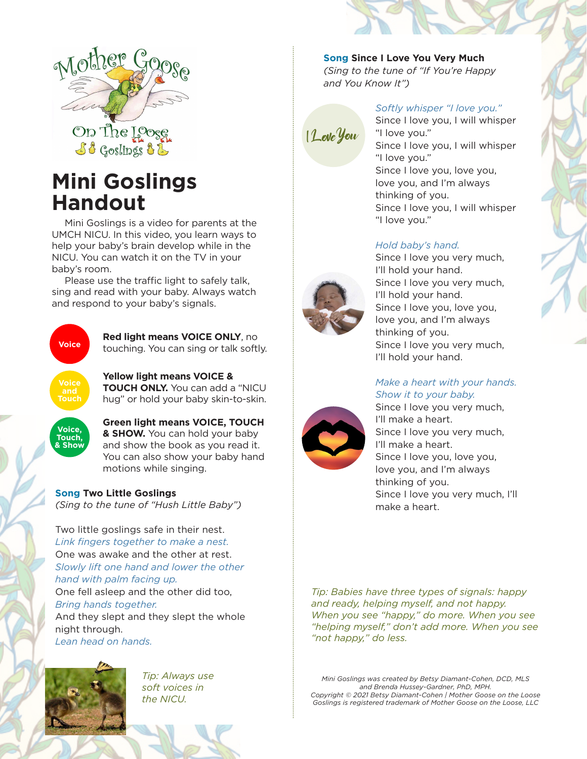Mother Goose On The Loose Goslings

# Mini Goslings Handout

Mini Goslings is a video for parents at the UMCH NICU. In this video, you learn ways to help your baby's brain develop while in the NICU. You can watch it on the TV in your baby's room.

Please use the traffic light to safely talk, sing and read with your baby. Always watch and respond to your baby's signals.

Voice — **Red light means VOICE ONLY**, no touching. You can sing or talk softly.

Voice and Touch — **Yellow light means VOICE & TOUCH ONLY.** You can add a "NICU hug" or hold your baby skin-to-skin.

Voice, Touch, & Show — **Green light means VOICE, TOUCH & SHOW.** You can hold your baby and show the book as you read it. You can also show your baby hand motions while singing.

## Song Two Little Goslings

*(Sing to the tune of "Hush Little Baby")*

Two little goslings safe in their nest.
*Link fingers together to make a nest.*
One was awake and the other at rest.
*Slowly lift one hand and lower the other hand with palm facing up.*
One fell asleep and the other did too,
*Bring hands together.*
And they slept and they slept the whole night through.
*Lean head on hands.*

*Tip: Always use soft voices in the NICU.*

## Song Since I Love You Very Much

*(Sing to the tune of "If You're Happy and You Know It")*

I Love You

*Softly whisper "I love you."*
Since I love you, I will whisper "I love you."
Since I love you, I will whisper "I love you."
Since I love you, love you, love you, and I'm always thinking of you.
Since I love you, I will whisper "I love you."

*Hold baby's hand.*
Since I love you very much, I'll hold your hand.
Since I love you very much, I'll hold your hand.
Since I love you, love you, love you, and I'm always thinking of you.
Since I love you very much, I'll hold your hand.

*Make a heart with your hands. Show it to your baby.*
Since I love you very much, I'll make a heart.
Since I love you very much, I'll make a heart.
Since I love you, love you, love you, and I'm always thinking of you.
Since I love you very much, I'll make a heart.

*Tip: Babies have three types of signals: happy and ready, helping myself, and not happy. When you see "happy," do more. When you see "helping myself," don't add more. When you see "not happy," do less.*

*Mini Goslings was created by Betsy Diamant-Cohen, DCD, MLS and Brenda Hussey-Gardner, PhD, MPH.*
*Copyright © 2021 Betsy Diamant-Cohen | Mother Goose on the Loose Goslings is registered trademark of Mother Goose on the Loose, LLC*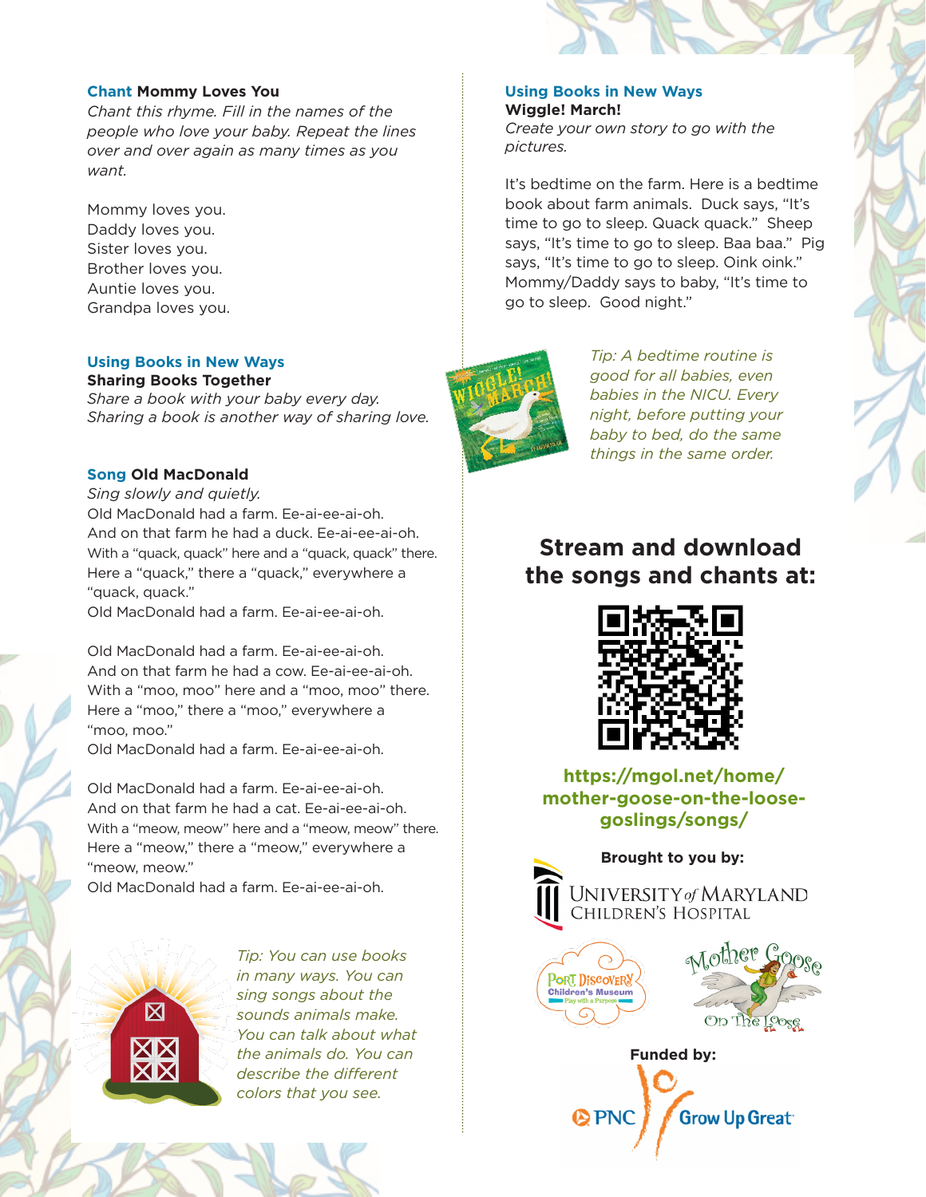### Chant Mommy Loves You

*Chant this rhyme. Fill in the names of the people who love your baby. Repeat the lines over and over again as many times as you want.*

Mommy loves you.
Daddy loves you.
Sister loves you.
Brother loves you.
Auntie loves you.
Grandpa loves you.

### Using Books in New Ways

**Sharing Books Together**

*Share a book with your baby every day. Sharing a book is another way of sharing love.*

### Song Old MacDonald

*Sing slowly and quietly.*

Old MacDonald had a farm. Ee-ai-ee-ai-oh.
And on that farm he had a duck. Ee-ai-ee-ai-oh.
With a "quack, quack" here and a "quack, quack" there.
Here a "quack," there a "quack," everywhere a "quack, quack."
Old MacDonald had a farm. Ee-ai-ee-ai-oh.

Old MacDonald had a farm. Ee-ai-ee-ai-oh.
And on that farm he had a cow. Ee-ai-ee-ai-oh.
With a "moo, moo" here and a "moo, moo" there.
Here a "moo," there a "moo," everywhere a "moo, moo."
Old MacDonald had a farm. Ee-ai-ee-ai-oh.

Old MacDonald had a farm. Ee-ai-ee-ai-oh.
And on that farm he had a cat. Ee-ai-ee-ai-oh.
With a "meow, meow" here and a "meow, meow" there.
Here a "meow," there a "meow," everywhere a "meow, meow."
Old MacDonald had a farm. Ee-ai-ee-ai-oh.

*Tip: You can use books in many ways. You can sing songs about the sounds animals make. You can talk about what the animals do. You can describe the different colors that you see.*

### Using Books in New Ways

**Wiggle! March!**

*Create your own story to go with the pictures.*

It's bedtime on the farm. Here is a bedtime book about farm animals. Duck says, "It's time to go to sleep. Quack quack." Sheep says, "It's time to go to sleep. Baa baa." Pig says, "It's time to go to sleep. Oink oink." Mommy/Daddy says to baby, "It's time to go to sleep. Good night."

*Tip: A bedtime routine is good for all babies, even babies in the NICU. Every night, before putting your baby to bed, do the same things in the same order.*

## Stream and download the songs and chants at:

**https://mgol.net/home/mother-goose-on-the-loose-goslings/songs/**

**Brought to you by:**

University of Maryland Children's Hospital

Port Discovery Children's Museum

Mother Goose On The Loose

**Funded by:**

PNC Grow Up Great